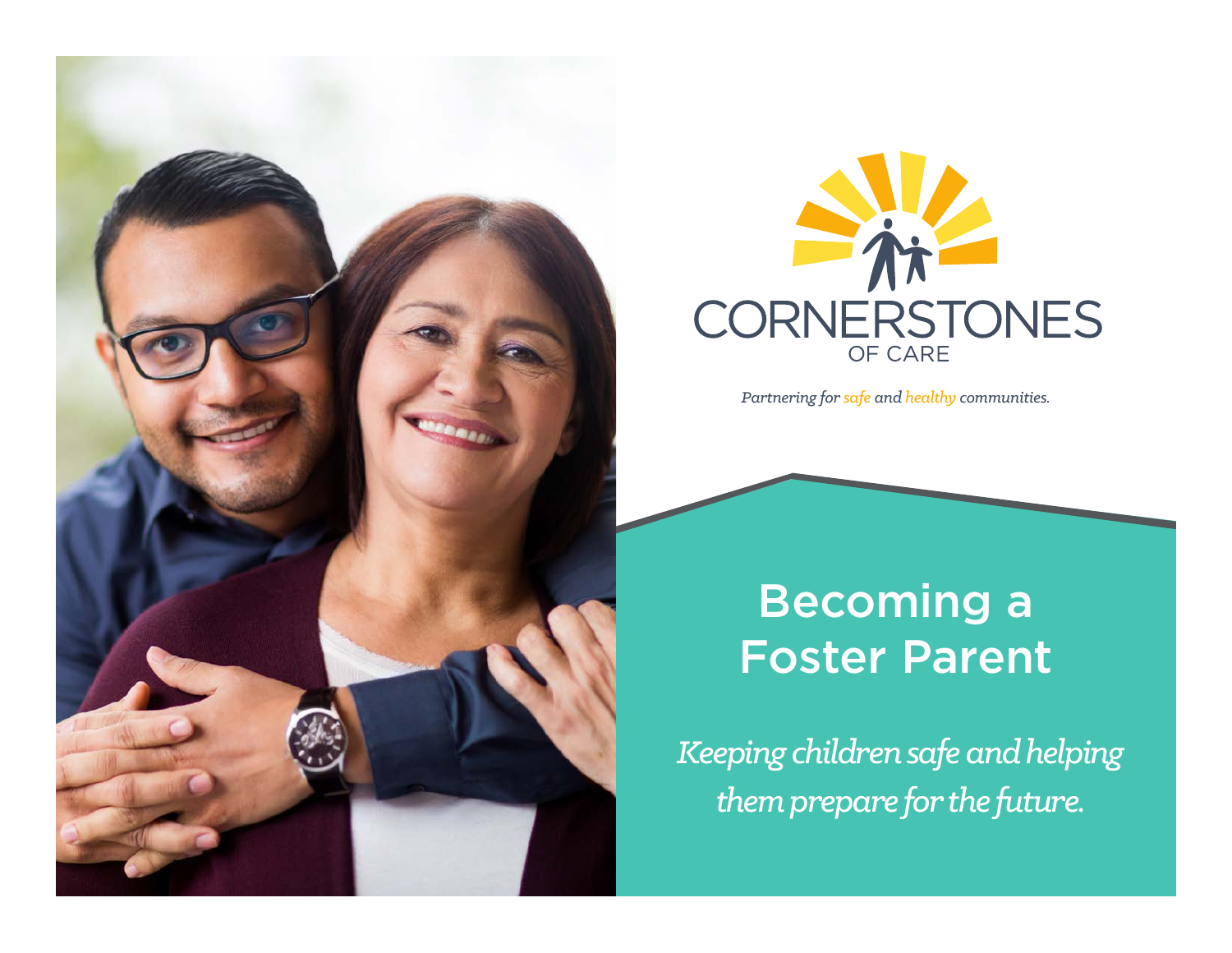CORNERSTONES OF CARE

*Partnering for safe and healthy communities.*

# Becoming a Foster Parent

*Keeping children safe and helping them prepare for the future.*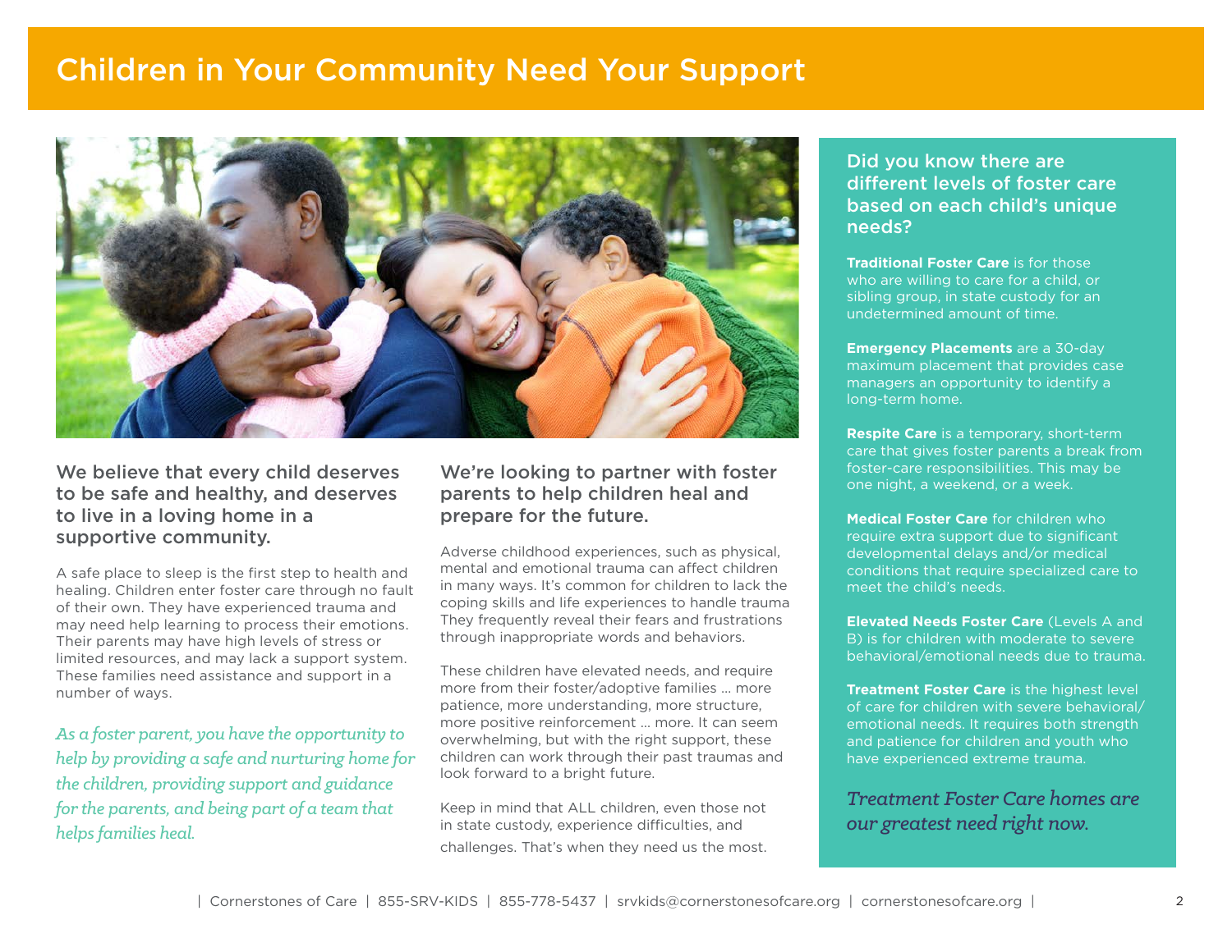# Children in Your Community Need Your Support

### We believe that every child deserves to be safe and healthy, and deserves to live in a loving home in a supportive community.

A safe place to sleep is the first step to health and healing. Children enter foster care through no fault of their own. They have experienced trauma and may need help learning to process their emotions. Their parents may have high levels of stress or limited resources, and may lack a support system. These families need assistance and support in a number of ways.

*As a foster parent, you have the opportunity to help by providing a safe and nurturing home for the children, providing support and guidance for the parents, and being part of a team that helps families heal.*

### We're looking to partner with foster parents to help children heal and prepare for the future.

Adverse childhood experiences, such as physical, mental and emotional trauma can affect children in many ways. It's common for children to lack the coping skills and life experiences to handle trauma They frequently reveal their fears and frustrations through inappropriate words and behaviors.

These children have elevated needs, and require more from their foster/adoptive families … more patience, more understanding, more structure, more positive reinforcement … more. It can seem overwhelming, but with the right support, these children can work through their past traumas and look forward to a bright future.

Keep in mind that ALL children, even those not in state custody, experience difficulties, and challenges. That's when they need us the most.

### Did you know there are different levels of foster care based on each child's unique needs?

**Traditional Foster Care** is for those who are willing to care for a child, or sibling group, in state custody for an undetermined amount of time.

**Emergency Placements** are a 30-day maximum placement that provides case managers an opportunity to identify a long-term home.

**Respite Care** is a temporary, short-term care that gives foster parents a break from foster-care responsibilities. This may be one night, a weekend, or a week.

**Medical Foster Care** for children who require extra support due to significant developmental delays and/or medical conditions that require specialized care to meet the child's needs.

**Elevated Needs Foster Care** (Levels A and B) is for children with moderate to severe behavioral/emotional needs due to trauma.

**Treatment Foster Care** is the highest level of care for children with severe behavioral/ emotional needs. It requires both strength and patience for children and youth who have experienced extreme trauma.

*Treatment Foster Care homes are our greatest need right now.*

| Cornerstones of Care | 855-SRV-KIDS | 855-778-5437 | srvkids@cornerstonesofcare.org | cornerstonesofcare.org |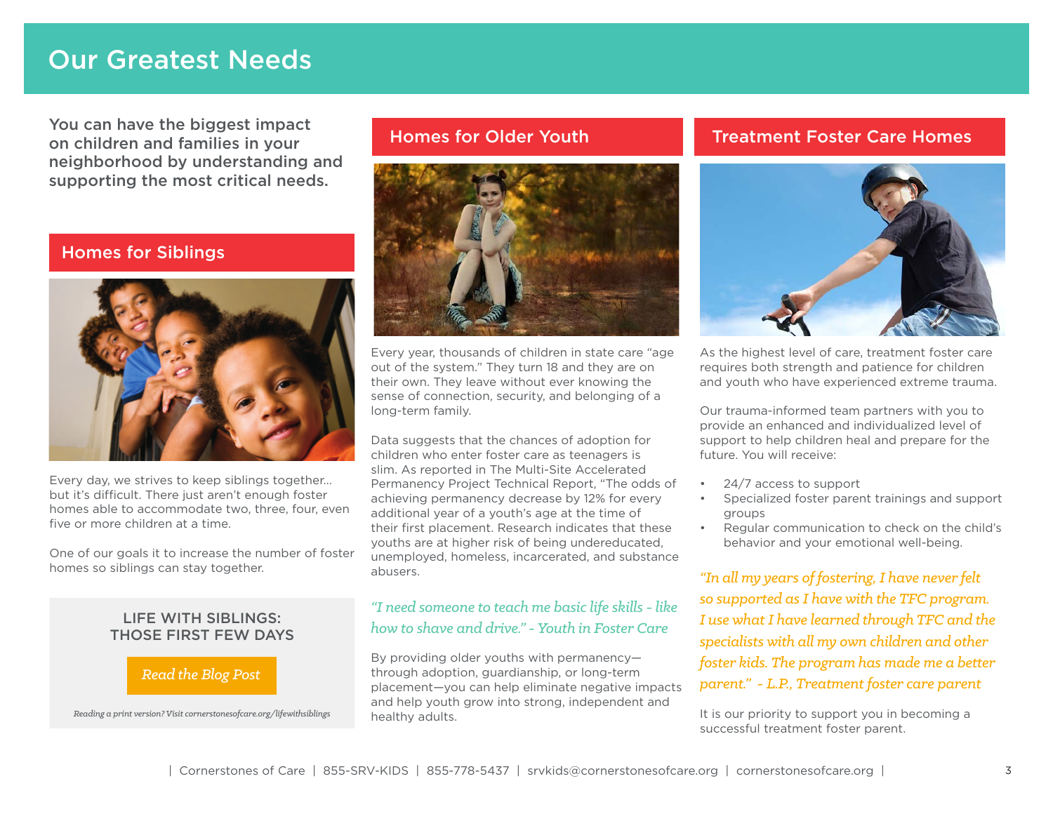# Our Greatest Needs

**You can have the biggest impact on children and families in your neighborhood by understanding and supporting the most critical needs.**

## Homes for Siblings

Every day, we strives to keep siblings together... but it's difficult. There just aren't enough foster homes able to accommodate two, three, four, even five or more children at a time.

One of our goals it to increase the number of foster homes so siblings can stay together.

LIFE WITH SIBLINGS: THOSE FIRST FEW DAYS

*Read the Blog Post*

*Reading a print version? Visit cornerstonesofcare.org/lifewithsiblings*

## Homes for Older Youth

Every year, thousands of children in state care "age out of the system." They turn 18 and they are on their own. They leave without ever knowing the sense of connection, security, and belonging of a long-term family.

Data suggests that the chances of adoption for children who enter foster care as teenagers is slim. As reported in The Multi-Site Accelerated Permanency Project Technical Report, "The odds of achieving permanency decrease by 12% for every additional year of a youth's age at the time of their first placement. Research indicates that these youths are at higher risk of being undereducated, unemployed, homeless, incarcerated, and substance abusers.

*"I need someone to teach me basic life skills - like how to shave and drive." - Youth in Foster Care*

By providing older youths with permanency—through adoption, guardianship, or long-term placement—you can help eliminate negative impacts and help youth grow into strong, independent and healthy adults.

## Treatment Foster Care Homes

As the highest level of care, treatment foster care requires both strength and patience for children and youth who have experienced extreme trauma.

Our trauma-informed team partners with you to provide an enhanced and individualized level of support to help children heal and prepare for the future. You will receive:

- 24/7 access to support
- Specialized foster parent trainings and support groups
- Regular communication to check on the child's behavior and your emotional well-being.

*"In all my years of fostering, I have never felt so supported as I have with the TFC program. I use what I have learned through TFC and the specialists with all my own children and other foster kids. The program has made me a better parent." - L.P., Treatment foster care parent*

It is our priority to support you in becoming a successful treatment foster parent.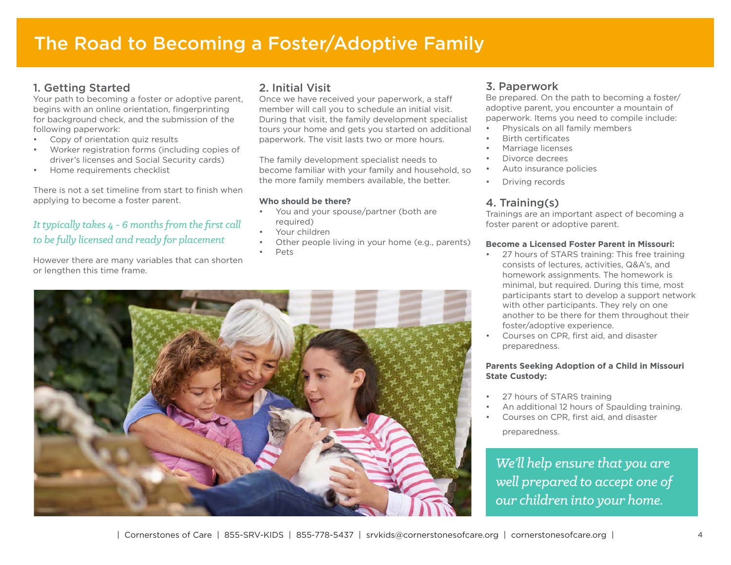# The Road to Becoming a Foster/Adoptive Family

## 1. Getting Started

Your path to becoming a foster or adoptive parent, begins with an online orientation, fingerprinting for background check, and the submission of the following paperwork:

- Copy of orientation quiz results
- Worker registration forms (including copies of driver's licenses and Social Security cards)
- Home requirements checklist

There is not a set timeline from start to finish when applying to become a foster parent.

*It typically takes 4 - 6 months from the first call to be fully licensed and ready for placement*

However there are many variables that can shorten or lengthen this time frame.

## 2. Initial Visit

Once we have received your paperwork, a staff member will call you to schedule an initial visit. During that visit, the family development specialist tours your home and gets you started on additional paperwork. The visit lasts two or more hours.

The family development specialist needs to become familiar with your family and household, so the more family members available, the better.

**Who should be there?**

- You and your spouse/partner (both are required)
- Your children
- Other people living in your home (e.g., parents)
- Pets

## 3. Paperwork

Be prepared. On the path to becoming a foster/adoptive parent, you encounter a mountain of paperwork. Items you need to compile include:

- Physicals on all family members
- Birth certificates
- Marriage licenses
- Divorce decrees
- Auto insurance policies
- Driving records

## 4. Training(s)

Trainings are an important aspect of becoming a foster parent or adoptive parent.

**Become a Licensed Foster Parent in Missouri:**

- 27 hours of STARS training: This free training consists of lectures, activities, Q&A's, and homework assignments. The homework is minimal, but required. During this time, most participants start to develop a support network with other participants. They rely on one another to be there for them throughout their foster/adoptive experience.
- Courses on CPR, first aid, and disaster preparedness.

**Parents Seeking Adoption of a Child in Missouri State Custody:**

- 27 hours of STARS training
- An additional 12 hours of Spaulding training.
- Courses on CPR, first aid, and disaster preparedness.

*We'll help ensure that you are well prepared to accept one of our children into your home.*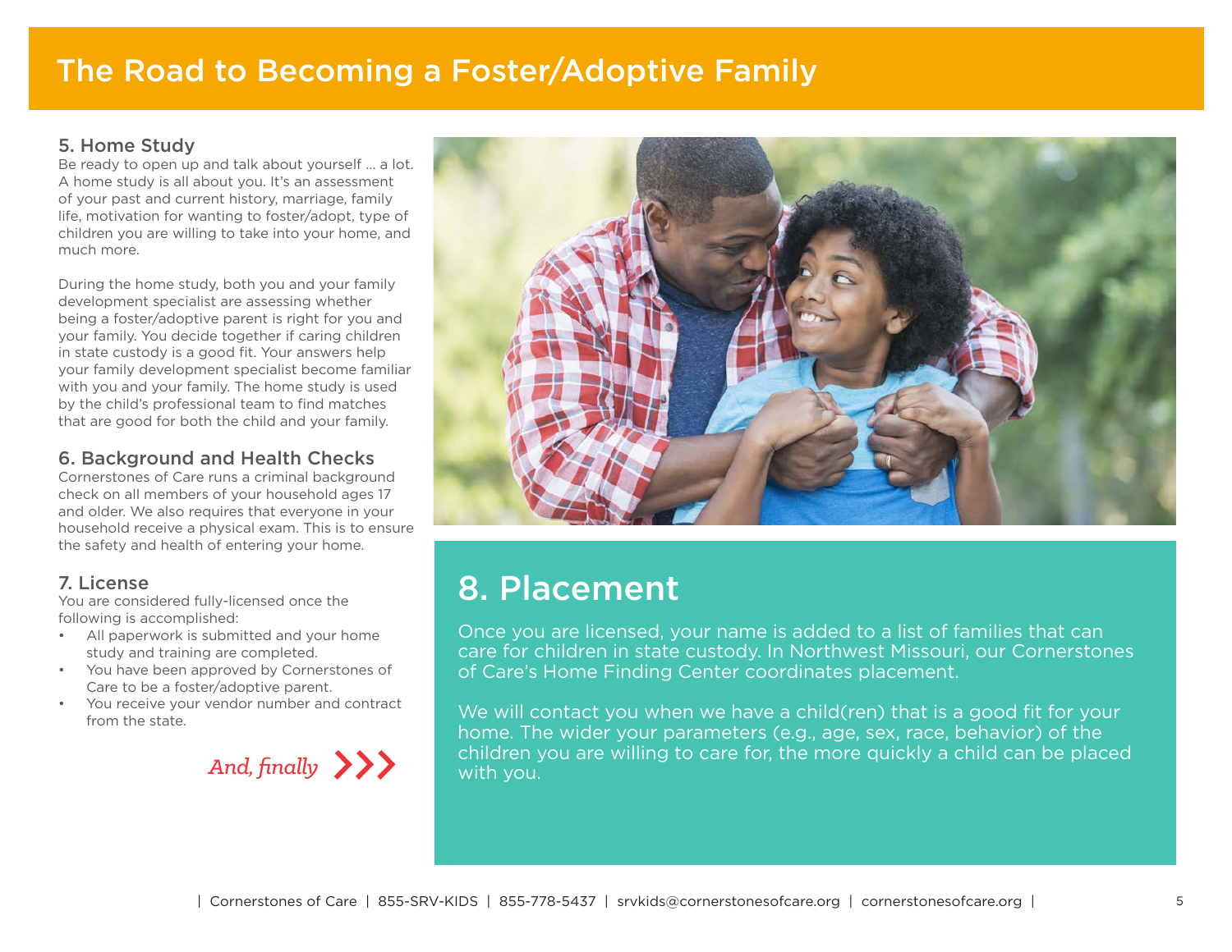# The Road to Becoming a Foster/Adoptive Family

## 5. Home Study

Be ready to open up and talk about yourself ... a lot. A home study is all about you. It's an assessment of your past and current history, marriage, family life, motivation for wanting to foster/adopt, type of children you are willing to take into your home, and much more.

During the home study, both you and your family development specialist are assessing whether being a foster/adoptive parent is right for you and your family. You decide together if caring children in state custody is a good fit. Your answers help your family development specialist become familiar with you and your family. The home study is used by the child's professional team to find matches that are good for both the child and your family.

## 6. Background and Health Checks

Cornerstones of Care runs a criminal background check on all members of your household ages 17 and older. We also requires that everyone in your household receive a physical exam. This is to ensure the safety and health of entering your home.

## 7. License

You are considered fully-licensed once the following is accomplished:

- All paperwork is submitted and your home study and training are completed.
- You have been approved by Cornerstones of Care to be a foster/adoptive parent.
- You receive your vendor number and contract from the state.

*And, finally* >>>

## 8. Placement

Once you are licensed, your name is added to a list of families that can care for children in state custody. In Northwest Missouri, our Cornerstones of Care's Home Finding Center coordinates placement.

We will contact you when we have a child(ren) that is a good fit for your home. The wider your parameters (e.g., age, sex, race, behavior) of the children you are willing to care for, the more quickly a child can be placed with you.

| Cornerstones of Care | 855-SRV-KIDS | 855-778-5437 | srvkids@cornerstonesofcare.org | cornerstonesofcare.org |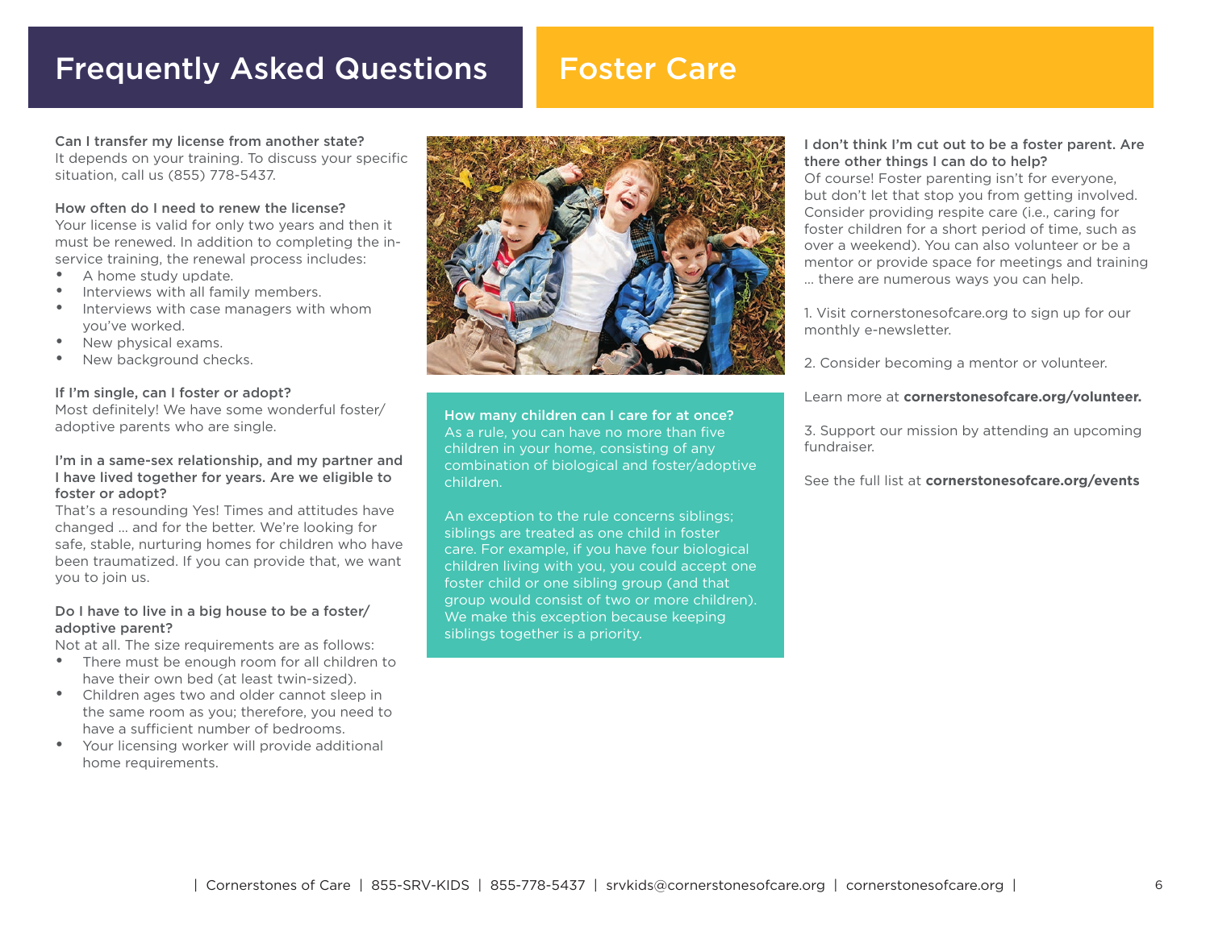# Frequently Asked Questions

## Foster Care

**Can I transfer my license from another state?**
It depends on your training. To discuss your specific situation, call us (855) 778-5437.

**How often do I need to renew the license?**
Your license is valid for only two years and then it must be renewed. In addition to completing the in-service training, the renewal process includes:

- A home study update.
- Interviews with all family members.
- Interviews with case managers with whom you've worked.
- New physical exams.
- New background checks.

**If I'm single, can I foster or adopt?**
Most definitely! We have some wonderful foster/adoptive parents who are single.

**I'm in a same-sex relationship, and my partner and I have lived together for years. Are we eligible to foster or adopt?**
That's a resounding Yes! Times and attitudes have changed … and for the better. We're looking for safe, stable, nurturing homes for children who have been traumatized. If you can provide that, we want you to join us.

**Do I have to live in a big house to be a foster/adoptive parent?**
Not at all. The size requirements are as follows:

- There must be enough room for all children to have their own bed (at least twin-sized).
- Children ages two and older cannot sleep in the same room as you; therefore, you need to have a sufficient number of bedrooms.
- Your licensing worker will provide additional home requirements.

**How many children can I care for at once?**
As a rule, you can have no more than five children in your home, consisting of any combination of biological and foster/adoptive children.

An exception to the rule concerns siblings; siblings are treated as one child in foster care. For example, if you have four biological children living with you, you could accept one foster child or one sibling group (and that group would consist of two or more children). We make this exception because keeping siblings together is a priority.

**I don't think I'm cut out to be a foster parent. Are there other things I can do to help?**
Of course! Foster parenting isn't for everyone, but don't let that stop you from getting involved. Consider providing respite care (i.e., caring for foster children for a short period of time, such as over a weekend). You can also volunteer or be a mentor or provide space for meetings and training … there are numerous ways you can help.

1. Visit cornerstonesofcare.org to sign up for our monthly e-newsletter.

2. Consider becoming a mentor or volunteer.

Learn more at **cornerstonesofcare.org/volunteer.**

3. Support our mission by attending an upcoming fundraiser.

See the full list at **cornerstonesofcare.org/events**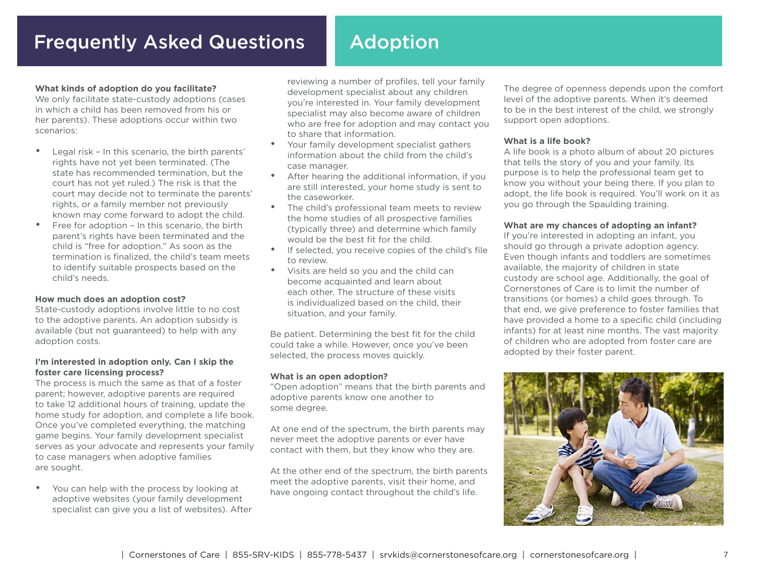# Frequently Asked Questions

## Adoption

**What kinds of adoption do you facilitate?**
We only facilitate state-custody adoptions (cases in which a child has been removed from his or her parents). These adoptions occur within two scenarios:

- Legal risk – In this scenario, the birth parents' rights have not yet been terminated. (The state has recommended termination, but the court has not yet ruled.) The risk is that the court may decide not to terminate the parents' rights, or a family member not previously known may come forward to adopt the child.
- Free for adoption – In this scenario, the birth parent's rights have been terminated and the child is "free for adoption." As soon as the termination is finalized, the child's team meets to identify suitable prospects based on the child's needs.

**How much does an adoption cost?**
State-custody adoptions involve little to no cost to the adoptive parents. An adoption subsidy is available (but not guaranteed) to help with any adoption costs.

**I'm interested in adoption only. Can I skip the foster care licensing process?**
The process is much the same as that of a foster parent; however, adoptive parents are required to take 12 additional hours of training, update the home study for adoption, and complete a life book. Once you've completed everything, the matching game begins. Your family development specialist serves as your advocate and represents your family to case managers when adoptive families are sought.

- You can help with the process by looking at adoptive websites (your family development specialist can give you a list of websites). After reviewing a number of profiles, tell your family development specialist about any children you're interested in. Your family development specialist may also become aware of children who are free for adoption and may contact you to share that information.
- Your family development specialist gathers information about the child from the child's case manager.
- After hearing the additional information, if you are still interested, your home study is sent to the caseworker.
- The child's professional team meets to review the home studies of all prospective families (typically three) and determine which family would be the best fit for the child.
- If selected, you receive copies of the child's file to review.
- Visits are held so you and the child can become acquainted and learn about each other. The structure of these visits is individualized based on the child, their situation, and your family.

Be patient. Determining the best fit for the child could take a while. However, once you've been selected, the process moves quickly.

**What is an open adoption?**
"Open adoption" means that the birth parents and adoptive parents know one another to some degree.

At one end of the spectrum, the birth parents may never meet the adoptive parents or ever have contact with them, but they know who they are.

At the other end of the spectrum, the birth parents meet the adoptive parents, visit their home, and have ongoing contact throughout the child's life.

The degree of openness depends upon the comfort level of the adoptive parents. When it's deemed to be in the best interest of the child, we strongly support open adoptions.

**What is a life book?**
A life book is a photo album of about 20 pictures that tells the story of you and your family. Its purpose is to help the professional team get to know you without your being there. If you plan to adopt, the life book is required. You'll work on it as you go through the Spaulding training.

**What are my chances of adopting an infant?**
If you're interested in adopting an infant, you should go through a private adoption agency. Even though infants and toddlers are sometimes available, the majority of children in state custody are school age. Additionally, the goal of Cornerstones of Care is to limit the number of transitions (or homes) a child goes through. To that end, we give preference to foster families that have provided a home to a specific child (including infants) for at least nine months. The vast majority of children who are adopted from foster care are adopted by their foster parent.

| Cornerstones of Care | 855-SRV-KIDS | 855-778-5437 | srvkids@cornerstonesofcare.org | cornerstonesofcare.org |